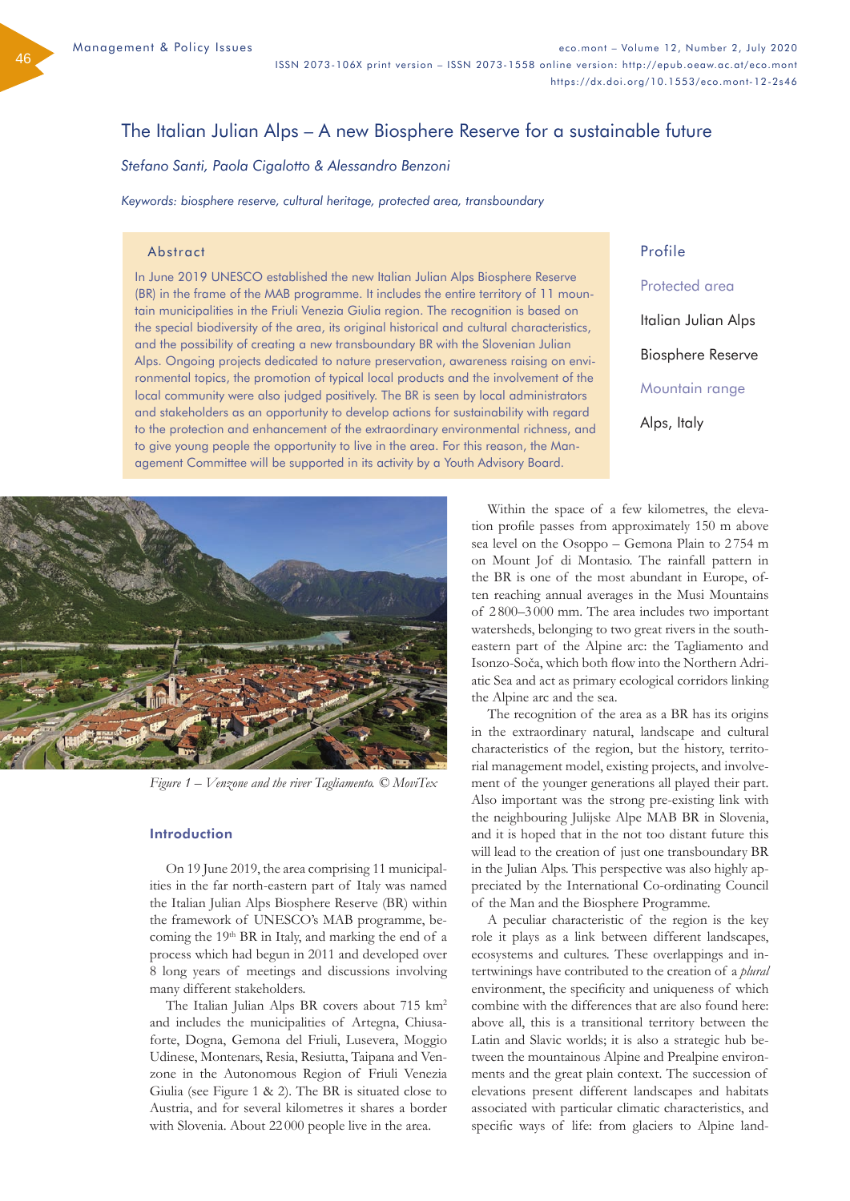# The Italian Julian Alps – A new Biosphere Reserve for a sustainable future

*Stefano Santi, Paola Cigalotto & Alessandro Benzoni*

*Keywords: biosphere reserve, cultural heritage, protected area, transboundary*

## Abstract

In June 2019 UNESCO established the new Italian Julian Alps Biosphere Reserve (BR) in the frame of the MAB programme. It includes the entire territory of 11 mountain municipalities in the Friuli Venezia Giulia region. The recognition is based on the special biodiversity of the area, its original historical and cultural characteristics, and the possibility of creating a new transboundary BR with the Slovenian Julian Alps. Ongoing projects dedicated to nature preservation, awareness raising on environmental topics, the promotion of typical local products and the involvement of the local community were also judged positively. The BR is seen by local administrators and stakeholders as an opportunity to develop actions for sustainability with regard to the protection and enhancement of the extraordinary environmental richness, and to give young people the opportunity to live in the area. For this reason, the Management Committee will be supported in its activity by a Youth Advisory Board.

## Profile

**Protected area**

Italian Julian Alps Biosphere Reserve

**Mountain range**

Alps, Italy

*Figure 1 – Venzone and the river Tagliamento. © MoviTex*

## Introduction

On 19 June 2019, the area comprising 11 municipalities in the far north-eastern part of Italy was named the Italian Julian Alps Biosphere Reserve (BR) within the framework of UNESCO's MAB programme, becoming the 19th BR in Italy, and marking the end of a process which had begun in 2011 and developed over 8 long years of meetings and discussions involving many different stakeholders.

The Italian Julian Alps BR covers about 715 km² and includes the municipalities of Artegna, Chiusaforte, Dogna, Gemona del Friuli, Lusevera, Moggio Udinese, Montenars, Resia, Resiutta, Taipana and Venzone in the Autonomous Region of Friuli Venezia Giulia (see Figure 1 & 2). The BR is situated close to Austria, and for several kilometres it shares a border with Slovenia. About 22 000 people live in the area.

Within the space of a few kilometres, the elevation profile passes from approximately 150 m above sea level on the Osoppo – Gemona Plain to 2754 m on Mount Jof di Montasio. The rainfall pattern in the BR is one of the most abundant in Europe, often reaching annual averages in the Musi Mountains of 2800–3000 mm. The area includes two important watersheds, belonging to two great rivers in the south-eastern part of the Alpine arc: the Tagliamento and Isonzo-Soča, which both flow into the Northern Adriatic Sea and act as primary ecological corridors linking the Alpine arc and the sea.

The recognition of the area as a BR has its origins in the extraordinary natural, landscape and cultural characteristics of the region, but the history, territorial management model, existing projects, and involvement of the younger generations all played their part. Also important was the strong pre-existing link with the neighbouring Julijske Alpe MAB BR in Slovenia, and it is hoped that in the not too distant future this will lead to the creation of just one transboundary BR in the Julian Alps. This perspective was also highly appreciated by the International Co-ordinating Council of the Man and the Biosphere Programme.

A peculiar characteristic of the region is the key role it plays as a link between different landscapes, ecosystems and cultures. These overlappings and intertwinings have contributed to the creation of a *plural* environment, the specificity and uniqueness of which combine with the differences that are also found here: above all, this is a transitional territory between the Latin and Slavic worlds; it is also a strategic hub between the mountainous Alpine and Prealpine environments and the great plain context. The succession of elevations present different landscapes and habitats associated with particular climatic characteristics, and specific ways of life: from glaciers to Alpine land-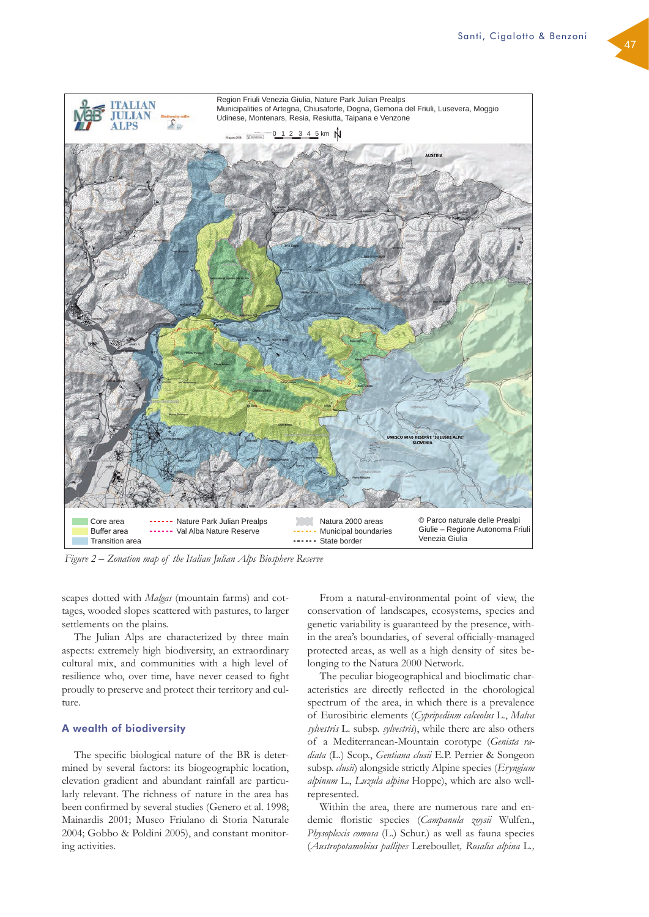*Figure 2 – Zonation map of the Italian Julian Alps Biosphere Reserve*

scapes dotted with *Malgas* (mountain farms) and cottages, wooded slopes scattered with pastures, to larger settlements on the plains.

The Julian Alps are characterized by three main aspects: extremely high biodiversity, an extraordinary cultural mix, and communities with a high level of resilience who, over time, have never ceased to fight proudly to preserve and protect their territory and culture.

## A wealth of biodiversity

The specific biological nature of the BR is determined by several factors: its biogeographic location, elevation gradient and abundant rainfall are particularly relevant. The richness of nature in the area has been confirmed by several studies (Genero et al. 1998; Mainardis 2001; Museo Friulano di Storia Naturale 2004; Gobbo & Poldini 2005), and constant monitoring activities.

From a natural-environmental point of view, the conservation of landscapes, ecosystems, species and genetic variability is guaranteed by the presence, within the area's boundaries, of several officially-managed protected areas, as well as a high density of sites belonging to the Natura 2000 Network.

The peculiar biogeographical and bioclimatic characteristics are directly reflected in the chorological spectrum of the area, in which there is a prevalence of Eurosibiric elements (*Cypripedium calceolus* L., *Malva sylvestris* L. subsp. *sylvestris*), while there are also others of a Mediterranean-Mountain corotype (*Genista radiata* (L.) Scop., *Gentiana clusii* E.P. Perrier & Songeon subsp. *clusii*) alongside strictly Alpine species (*Eryngium alpinum* L., *Luzula alpina* Hoppe), which are also well-represented.

Within the area, there are numerous rare and endemic floristic species (*Campanula zoysii* Wulfen., *Physoplexis comosa* (L.) Schur.) as well as fauna species (*Austropotamobius pallipes* Lereboullet, *Rosalia alpina* L.,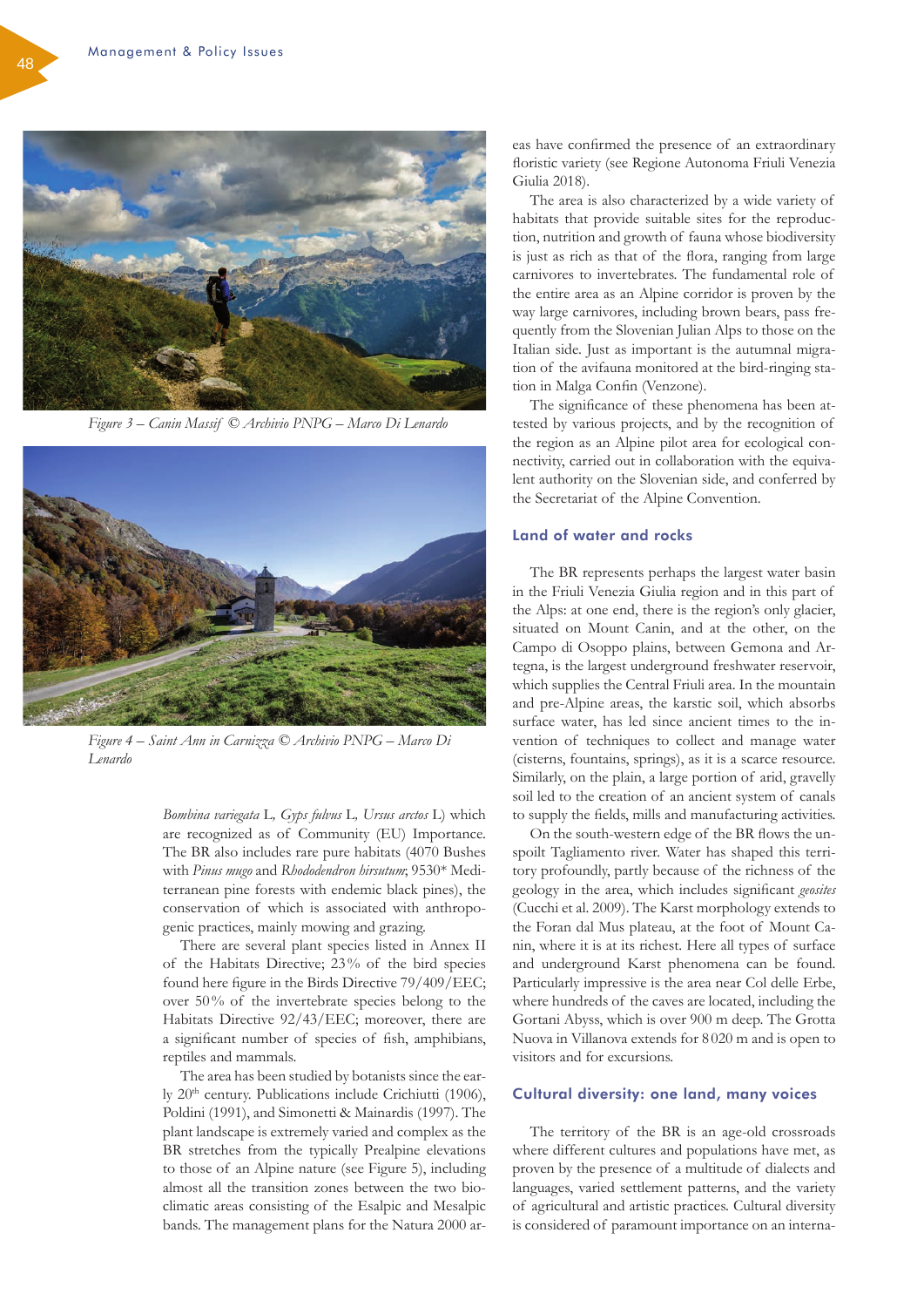*Figure 3 – Canin Massif © Archivio PNPG – Marco Di Lenardo*

*Figure 4 – Saint Ann in Carnizza © Archivio PNPG – Marco Di Lenardo*

*Bombina variegata* L, *Gyps fulvus* L, *Ursus arctos* L) which are recognized as of Community (EU) Importance. The BR also includes rare pure habitats (4070 Bushes with *Pinus mugo* and *Rhododendron hirsutum*; 9530* Mediterranean pine forests with endemic black pines), the conservation of which is associated with anthropogenic practices, mainly mowing and grazing.

There are several plant species listed in Annex II of the Habitats Directive; 23% of the bird species found here figure in the Birds Directive 79/409/EEC; over 50% of the invertebrate species belong to the Habitats Directive 92/43/EEC; moreover, there are a significant number of species of fish, amphibians, reptiles and mammals.

The area has been studied by botanists since the early 20th century. Publications include Crichiutti (1906), Poldini (1991), and Simonetti & Mainardis (1997). The plant landscape is extremely varied and complex as the BR stretches from the typically Prealpine elevations to those of an Alpine nature (see Figure 5), including almost all the transition zones between the two bioclimatic areas consisting of the Esalpic and Mesalpic bands. The management plans for the Natura 2000 areas have confirmed the presence of an extraordinary floristic variety (see Regione Autonoma Friuli Venezia Giulia 2018).

The area is also characterized by a wide variety of habitats that provide suitable sites for the reproduction, nutrition and growth of fauna whose biodiversity is just as rich as that of the flora, ranging from large carnivores to invertebrates. The fundamental role of the entire area as an Alpine corridor is proven by the way large carnivores, including brown bears, pass frequently from the Slovenian Julian Alps to those on the Italian side. Just as important is the autumnal migration of the avifauna monitored at the bird-ringing station in Malga Confin (Venzone).

The significance of these phenomena has been attested by various projects, and by the recognition of the region as an Alpine pilot area for ecological connectivity, carried out in collaboration with the equivalent authority on the Slovenian side, and conferred by the Secretariat of the Alpine Convention.

## Land of water and rocks

The BR represents perhaps the largest water basin in the Friuli Venezia Giulia region and in this part of the Alps: at one end, there is the region's only glacier, situated on Mount Canin, and at the other, on the Campo di Osoppo plains, between Gemona and Artegna, is the largest underground freshwater reservoir, which supplies the Central Friuli area. In the mountain and pre-Alpine areas, the karstic soil, which absorbs surface water, has led since ancient times to the invention of techniques to collect and manage water (cisterns, fountains, springs), as it is a scarce resource. Similarly, on the plain, a large portion of arid, gravelly soil led to the creation of an ancient system of canals to supply the fields, mills and manufacturing activities.

On the south-western edge of the BR flows the unspoilt Tagliamento river. Water has shaped this territory profoundly, partly because of the richness of the geology in the area, which includes significant *geosites* (Cucchi et al. 2009). The Karst morphology extends to the Foran dal Mus plateau, at the foot of Mount Canin, where it is at its richest. Here all types of surface and underground Karst phenomena can be found. Particularly impressive is the area near Col delle Erbe, where hundreds of the caves are located, including the Gortani Abyss, which is over 900 m deep. The Grotta Nuova in Villanova extends for 8 020 m and is open to visitors and for excursions.

## Cultural diversity: one land, many voices

The territory of the BR is an age-old crossroads where different cultures and populations have met, as proven by the presence of a multitude of dialects and languages, varied settlement patterns, and the variety of agricultural and artistic practices. Cultural diversity is considered of paramount importance on an interna-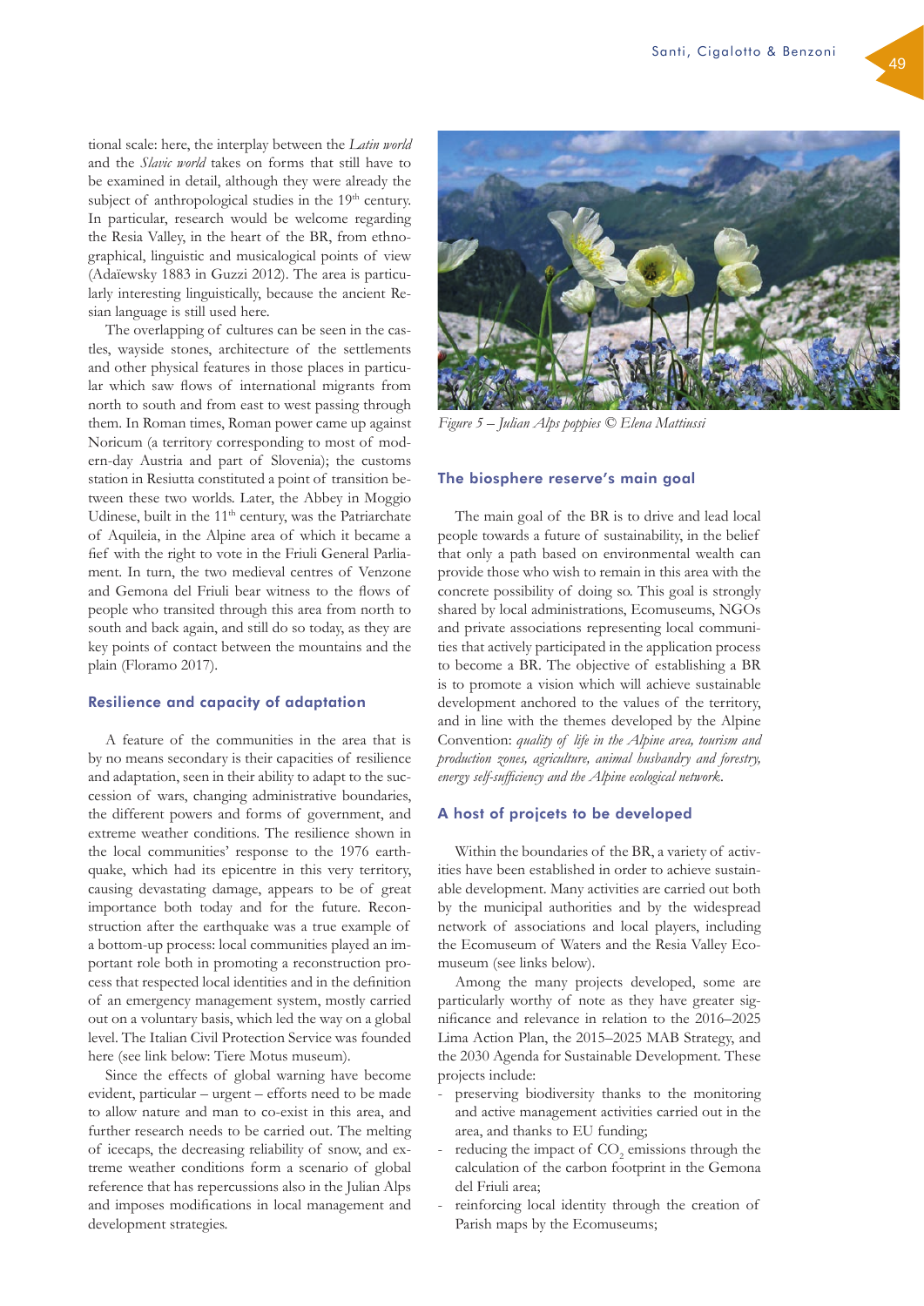tional scale: here, the interplay between the *Latin world* and the *Slavic world* takes on forms that still have to be examined in detail, although they were already the subject of anthropological studies in the 19th century. In particular, research would be welcome regarding the Resia Valley, in the heart of the BR, from ethnographical, linguistic and musicological points of view (Adaïewsky 1883 in Guzzi 2012). The area is particularly interesting linguistically, because the ancient Resian language is still used here.

The overlapping of cultures can be seen in the castles, wayside stones, architecture of the settlements and other physical features in those places in particular which saw flows of international migrants from north to south and from east to west passing through them. In Roman times, Roman power came up against Noricum (a territory corresponding to most of modern-day Austria and part of Slovenia); the customs station in Resiutta constituted a point of transition between these two worlds. Later, the Abbey in Moggio Udinese, built in the 11th century, was the Patriarchate of Aquileia, in the Alpine area of which it became a fief with the right to vote in the Friuli General Parliament. In turn, the two medieval centres of Venzone and Gemona del Friuli bear witness to the flows of people who transited through this area from north to south and back again, and still do so today, as they are key points of contact between the mountains and the plain (Floramo 2017).

## Resilience and capacity of adaptation

A feature of the communities in the area that is by no means secondary is their capacities of resilience and adaptation, seen in their ability to adapt to the succession of wars, changing administrative boundaries, the different powers and forms of government, and extreme weather conditions. The resilience shown in the local communities' response to the 1976 earthquake, which had its epicentre in this very territory, causing devastating damage, appears to be of great importance both today and for the future. Reconstruction after the earthquake was a true example of a bottom-up process: local communities played an important role both in promoting a reconstruction process that respected local identities and in the definition of an emergency management system, mostly carried out on a voluntary basis, which led the way on a global level. The Italian Civil Protection Service was founded here (see link below: Tiere Motus museum).

Since the effects of global warning have become evident, particular – urgent – efforts need to be made to allow nature and man to co-exist in this area, and further research needs to be carried out. The melting of icecaps, the decreasing reliability of snow, and extreme weather conditions form a scenario of global reference that has repercussions also in the Julian Alps and imposes modifications in local management and development strategies.

*Figure 5 – Julian Alps poppies © Elena Mattiussi*

## The biosphere reserve's main goal

The main goal of the BR is to drive and lead local people towards a future of sustainability, in the belief that only a path based on environmental wealth can provide those who wish to remain in this area with the concrete possibility of doing so. This goal is strongly shared by local administrations, Ecomuseums, NGOs and private associations representing local communities that actively participated in the application process to become a BR. The objective of establishing a BR is to promote a vision which will achieve sustainable development anchored to the values of the territory, and in line with the themes developed by the Alpine Convention: *quality of life in the Alpine area, tourism and production zones, agriculture, animal husbandry and forestry, energy self-sufficiency and the Alpine ecological network*.

## A host of projcets to be developed

Within the boundaries of the BR, a variety of activities have been established in order to achieve sustainable development. Many activities are carried out both by the municipal authorities and by the widespread network of associations and local players, including the Ecomuseum of Waters and the Resia Valley Ecomuseum (see links below).

Among the many projects developed, some are particularly worthy of note as they have greater significance and relevance in relation to the 2016–2025 Lima Action Plan, the 2015–2025 MAB Strategy, and the 2030 Agenda for Sustainable Development. These projects include:

- preserving biodiversity thanks to the monitoring and active management activities carried out in the area, and thanks to EU funding;
- reducing the impact of $CO_2$ emissions through the calculation of the carbon footprint in the Gemona del Friuli area;
- reinforcing local identity through the creation of Parish maps by the Ecomuseums;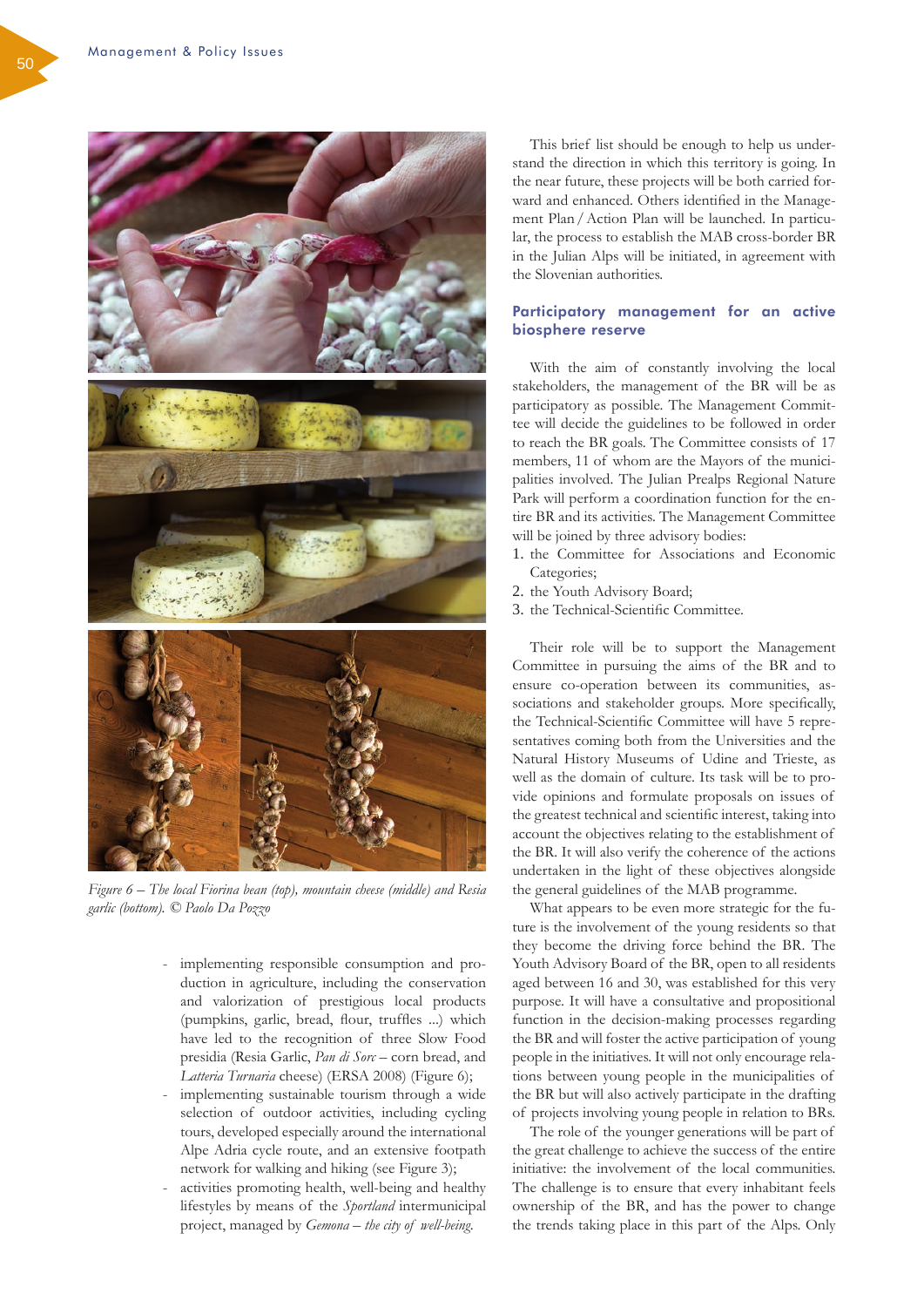*Figure 6 – The local Fiorina bean (top), mountain cheese (middle) and Resia garlic (bottom). © Paolo Da Pozzo*

- implementing responsible consumption and production in agriculture, including the conservation and valorization of prestigious local products (pumpkins, garlic, bread, flour, truffles ...) which have led to the recognition of three Slow Food presidia (Resia Garlic, *Pan di Sorc* – corn bread, and *Latteria Turnaria* cheese) (ERSA 2008) (Figure 6);
- implementing sustainable tourism through a wide selection of outdoor activities, including cycling tours, developed especially around the international Alpe Adria cycle route, and an extensive footpath network for walking and hiking (see Figure 3);
- activities promoting health, well-being and healthy lifestyles by means of the *Sportland* intermunicipal project, managed by *Gemona – the city of well-being*.

This brief list should be enough to help us understand the direction in which this territory is going. In the near future, these projects will be both carried forward and enhanced. Others identified in the Management Plan / Action Plan will be launched. In particular, the process to establish the MAB cross-border BR in the Julian Alps will be initiated, in agreement with the Slovenian authorities.

## Participatory management for an active biosphere reserve

With the aim of constantly involving the local stakeholders, the management of the BR will be as participatory as possible. The Management Committee will decide the guidelines to be followed in order to reach the BR goals. The Committee consists of 17 members, 11 of whom are the Mayors of the municipalities involved. The Julian Prealps Regional Nature Park will perform a coordination function for the entire BR and its activities. The Management Committee will be joined by three advisory bodies:

1. the Committee for Associations and Economic Categories;
2. the Youth Advisory Board;
3. the Technical-Scientific Committee.

Their role will be to support the Management Committee in pursuing the aims of the BR and to ensure co-operation between its communities, associations and stakeholder groups. More specifically, the Technical-Scientific Committee will have 5 representatives coming both from the Universities and the Natural History Museums of Udine and Trieste, as well as the domain of culture. Its task will be to provide opinions and formulate proposals on issues of the greatest technical and scientific interest, taking into account the objectives relating to the establishment of the BR. It will also verify the coherence of the actions undertaken in the light of these objectives alongside the general guidelines of the MAB programme.

What appears to be even more strategic for the future is the involvement of the young residents so that they become the driving force behind the BR. The Youth Advisory Board of the BR, open to all residents aged between 16 and 30, was established for this very purpose. It will have a consultative and propositional function in the decision-making processes regarding the BR and will foster the active participation of young people in the initiatives. It will not only encourage relations between young people in the municipalities of the BR but will also actively participate in the drafting of projects involving young people in relation to BRs.

The role of the younger generations will be part of the great challenge to achieve the success of the entire initiative: the involvement of the local communities. The challenge is to ensure that every inhabitant feels ownership of the BR, and has the power to change the trends taking place in this part of the Alps. Only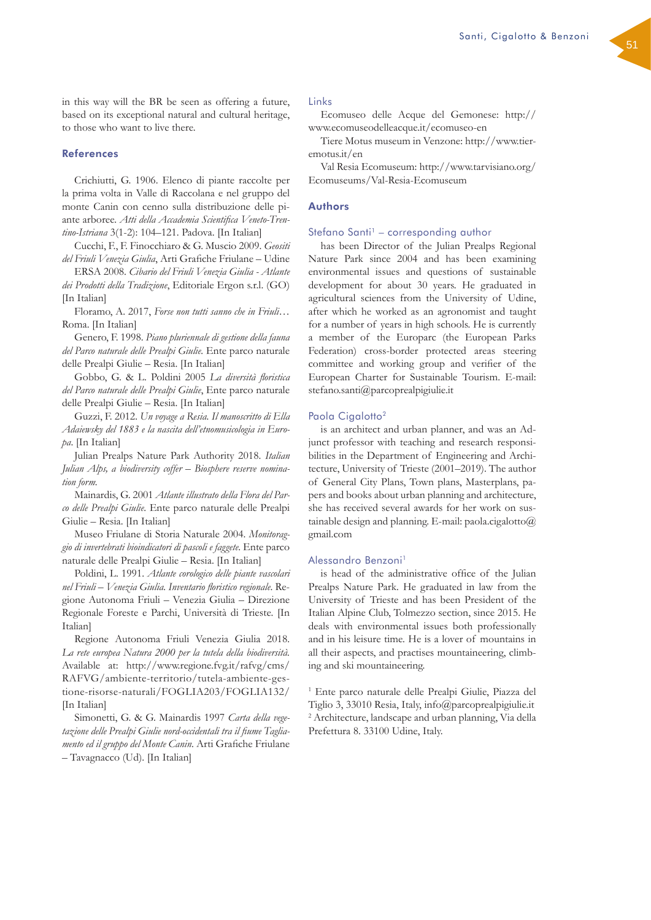in this way will the BR be seen as offering a future, based on its exceptional natural and cultural heritage, to those who want to live there.

## References

Crichiutti, G. 1906. Elenco di piante raccolte per la prima volta in Valle di Raccolana e nel gruppo del monte Canin con cenno sulla distribuzione delle piante arboree. *Atti della Accademia Scientifica Veneto-Trentino-Istriana* 3(1-2): 104–121. Padova. [In Italian]

Cucchi, F., F. Finocchiaro & G. Muscio 2009. *Geositi del Friuli Venezia Giulia*, Arti Grafiche Friulane – Udine

ERSA 2008. *Cibario del Friuli Venezia Giulia - Atlante dei Prodotti della Tradizione*, Editoriale Ergon s.r.l. (GO) [In Italian]

Floramo, A. 2017, *Forse non tutti sanno che in Friuli…* Roma. [In Italian]

Genero, F. 1998. *Piano pluriennale di gestione della fauna del Parco naturale delle Prealpi Giulie.* Ente parco naturale delle Prealpi Giulie – Resia. [In Italian]

Gobbo, G. & L. Poldini 2005 *La diversità floristica del Parco naturale delle Prealpi Giulie*, Ente parco naturale delle Prealpi Giulie – Resia. [In Italian]

Guzzi, F. 2012. *Un voyage a Resia. Il manoscritto di Ella Adaiewsky del 1883 e la nascita dell'etnomusicologia in Europa.* [In Italian]

Julian Prealps Nature Park Authority 2018. *Italian Julian Alps, a biodiversity coffer – Biosphere reserve nomination form.*

Mainardis, G. 2001 *Atlante illustrato della Flora del Parco delle Prealpi Giulie.* Ente parco naturale delle Prealpi Giulie – Resia. [In Italian]

Museo Friulane di Storia Naturale 2004. *Monitoraggio di invertebrati bioindicatori di pascoli e faggete.* Ente parco naturale delle Prealpi Giulie – Resia. [In Italian]

Poldini, L. 1991. *Atlante corologico delle piante vascolari nel Friuli – Venezia Giulia. Inventario floristico regionale.* Regione Autonoma Friuli – Venezia Giulia – Direzione Regionale Foreste e Parchi, Università di Trieste. [In Italian]

Regione Autonoma Friuli Venezia Giulia 2018. *La rete europea Natura 2000 per la tutela della biodiversità.* Available at: http://www.regione.fvg.it/rafvg/cms/RAFVG/ambiente-territorio/tutela-ambiente-gestione-risorse-naturali/FOGLIA203/FOGLIA132/ [In Italian]

Simonetti, G. & G. Mainardis 1997 *Carta della vegetazione delle Prealpi Giulie nord-occidentali tra il fiume Tagliamento ed il gruppo del Monte Canin.* Arti Grafiche Friulane – Tavagnacco (Ud). [In Italian]

### Links

Ecomuseo delle Acque del Gemonese: http://www.ecomuseodelleacque.it/ecomuseo-en

Tiere Motus museum in Venzone: http://www.tieremotus.it/en

Val Resia Ecomuseum: http://www.tarvisiano.org/Ecomuseums/Val-Resia-Ecomuseum

## Authors

### Stefano Santi[1] – corresponding author

has been Director of the Julian Prealps Regional Nature Park since 2004 and has been examining environmental issues and questions of sustainable development for about 30 years. He graduated in agricultural sciences from the University of Udine, after which he worked as an agronomist and taught for a number of years in high schools. He is currently a member of the Europarc (the European Parks Federation) cross-border protected areas steering committee and working group and verifier of the European Charter for Sustainable Tourism. E-mail: stefano.santi@parcoprealpigiulie.it

### Paola Cigalotto[2]

is an architect and urban planner, and was an Adjunct professor with teaching and research responsibilities in the Department of Engineering and Architecture, University of Trieste (2001–2019). The author of General City Plans, Town plans, Masterplans, papers and books about urban planning and architecture, she has received several awards for her work on sustainable design and planning. E-mail: paola.cigalotto@gmail.com

### Alessandro Benzoni[1]

is head of the administrative office of the Julian Prealps Nature Park. He graduated in law from the University of Trieste and has been President of the Italian Alpine Club, Tolmezzo section, since 2015. He deals with environmental issues both professionally and in his leisure time. He is a lover of mountains in all their aspects, and practises mountaineering, climbing and ski mountaineering.

[1] Ente parco naturale delle Prealpi Giulie, Piazza del Tiglio 3, 33010 Resia, Italy, info@parcoprealpigiulie.it

[2] Architecture, landscape and urban planning, Via della Prefettura 8. 33100 Udine, Italy.